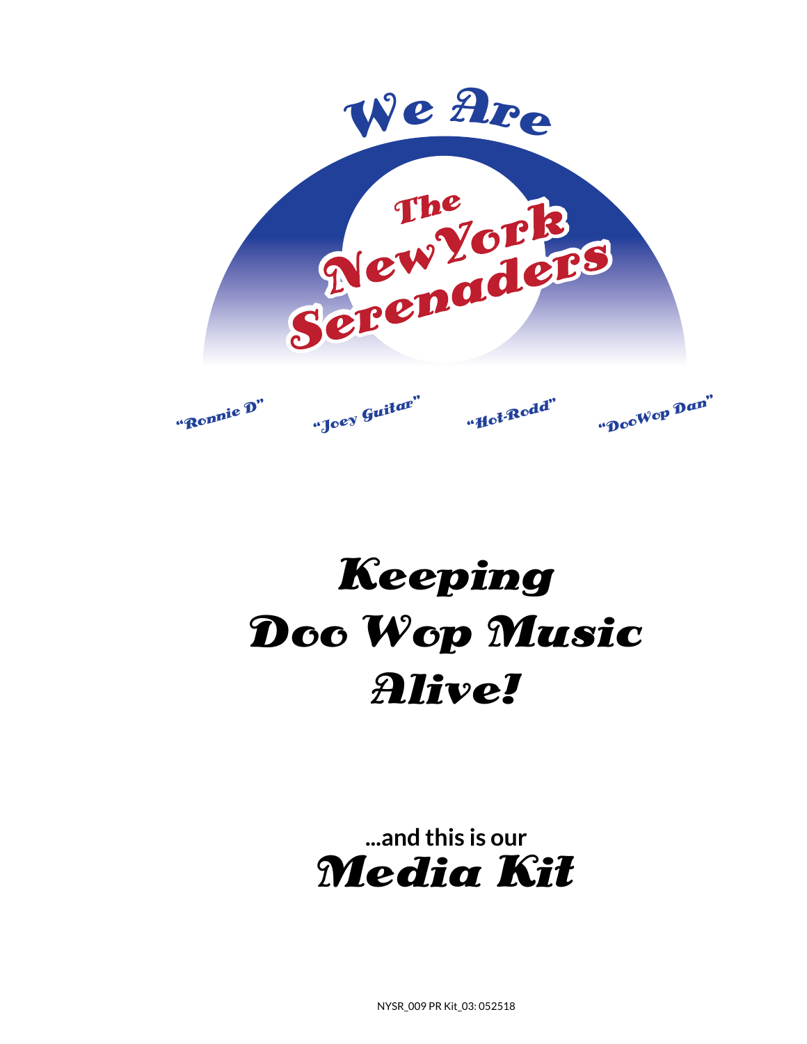# We Are The New York Serenaders

"Ronnie D" "Joey Guitar" "Hot-Rodd" "DooWop Dan"

# Keeping Doo Wop Music Alive!

**...and this is our**

# *Media Kit*

NYSR_009 PR Kit_03: 052518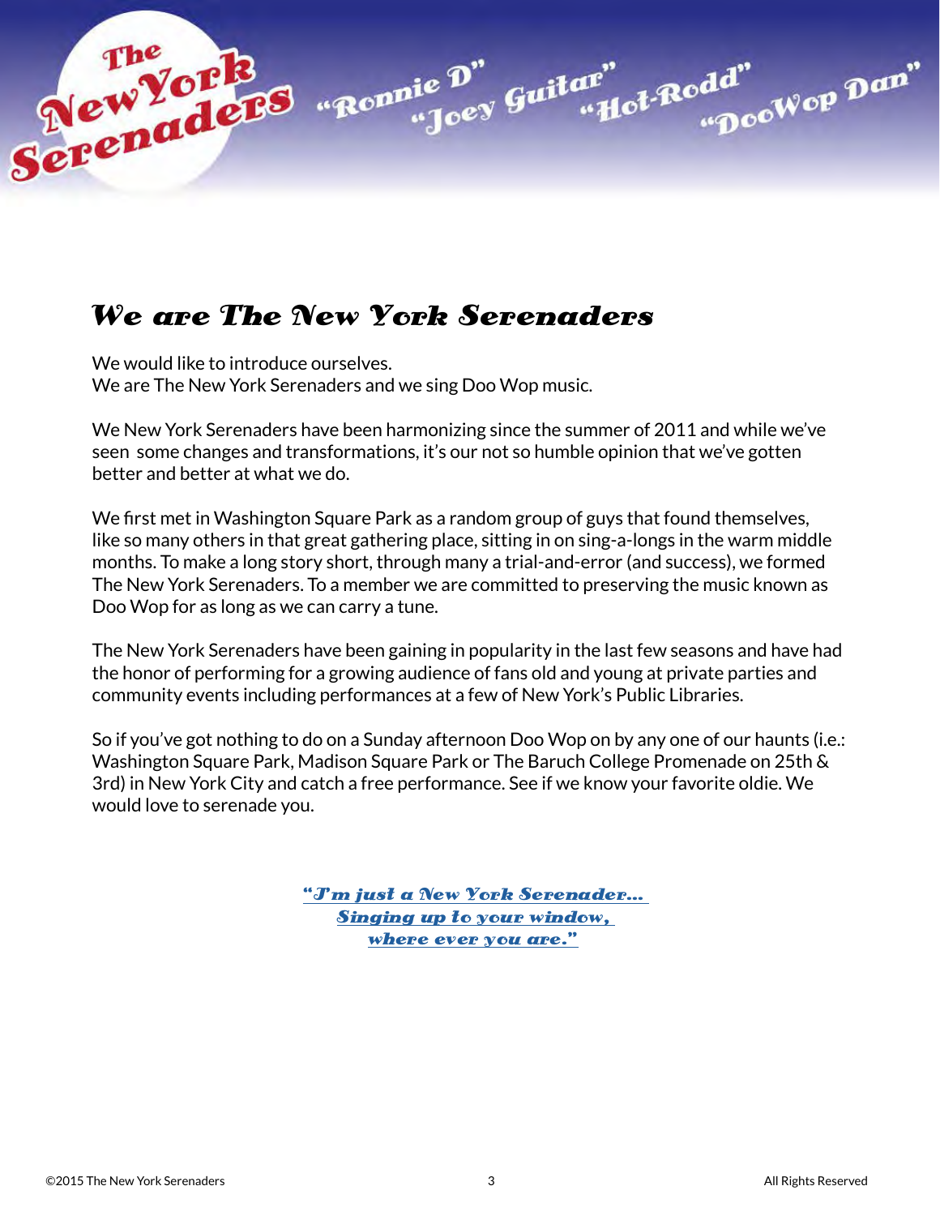# We are The New York Serenaders

We would like to introduce ourselves.
We are The New York Serenaders and we sing Doo Wop music.

We New York Serenaders have been harmonizing since the summer of 2011 and while we've seen some changes and transformations, it's our not so humble opinion that we've gotten better and better at what we do.

We first met in Washington Square Park as a random group of guys that found themselves, like so many others in that great gathering place, sitting in on sing-a-longs in the warm middle months. To make a long story short, through many a trial-and-error (and success), we formed The New York Serenaders. To a member we are committed to preserving the music known as Doo Wop for as long as we can carry a tune.

The New York Serenaders have been gaining in popularity in the last few seasons and have had the honor of performing for a growing audience of fans old and young at private parties and community events including performances at a few of New York's Public Libraries.

So if you've got nothing to do on a Sunday afternoon Doo Wop on by any one of our haunts (i.e.: Washington Square Park, Madison Square Park or The Baruch College Promenade on 25th & 3rd) in New York City and catch a free performance. See if we know your favorite oldie. We would love to serenade you.

***"I'm just a New York Serenader...
Singing up to your window,
where ever you are."***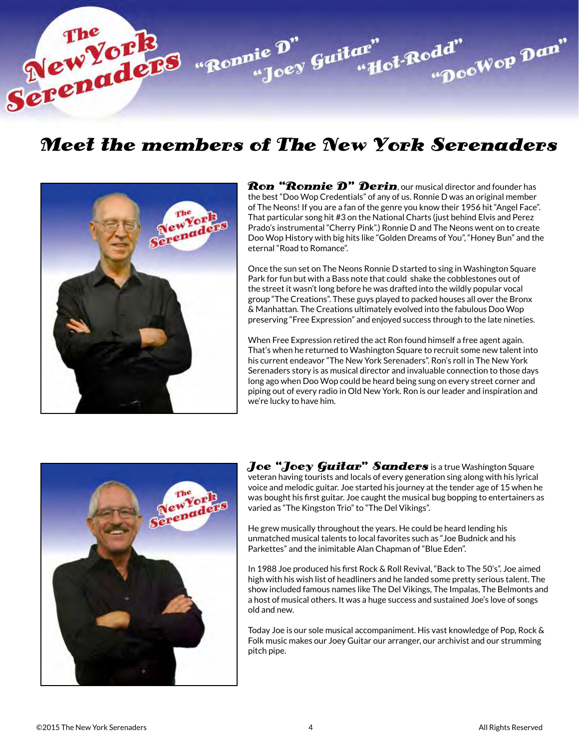# Meet the members of The New York Serenaders

**Ron "Ronnie D" Derin**, our musical director and founder has the best "Doo Wop Credentials" of any of us. Ronnie D was an original member of The Neons! If you are a fan of the genre you know their 1956 hit "Angel Face". That particular song hit #3 on the National Charts (just behind Elvis and Perez Prado's instrumental "Cherry Pink".) Ronnie D and The Neons went on to create Doo Wop History with big hits like "Golden Dreams of You", "Honey Bun" and the eternal "Road to Romance".

Once the sun set on The Neons Ronnie D started to sing in Washington Square Park for fun but with a Bass note that could shake the cobblestones out of the street it wasn't long before he was drafted into the wildly popular vocal group "The Creations". These guys played to packed houses all over the Bronx & Manhattan. The Creations ultimately evolved into the fabulous Doo Wop preserving "Free Expression" and enjoyed success through to the late nineties.

When Free Expression retired the act Ron found himself a free agent again. That's when he returned to Washington Square to recruit some new talent into his current endeavor "The New York Serenaders". Ron's roll in The New York Serenaders story is as musical director and invaluable connection to those days long ago when Doo Wop could be heard being sung on every street corner and piping out of every radio in Old New York. Ron is our leader and inspiration and we're lucky to have him.

**Joe "Joey Guitar" Sanders** is a true Washington Square veteran having tourists and locals of every generation sing along with his lyrical voice and melodic guitar. Joe started his journey at the tender age of 15 when he was bought his first guitar. Joe caught the musical bug bopping to entertainers as varied as "The Kingston Trio" to "The Del Vikings".

He grew musically throughout the years. He could be heard lending his unmatched musical talents to local favorites such as "Joe Budnick and his Parkettes" and the inimitable Alan Chapman of "Blue Eden".

In 1988 Joe produced his first Rock & Roll Revival, "Back to The 50's". Joe aimed high with his wish list of headliners and he landed some pretty serious talent. The show included famous names like The Del Vikings, The Impalas, The Belmonts and a host of musical others. It was a huge success and sustained Joe's love of songs old and new.

Today Joe is our sole musical accompaniment. His vast knowledge of Pop, Rock & Folk music makes our Joey Guitar our arranger, our archivist and our strumming pitch pipe.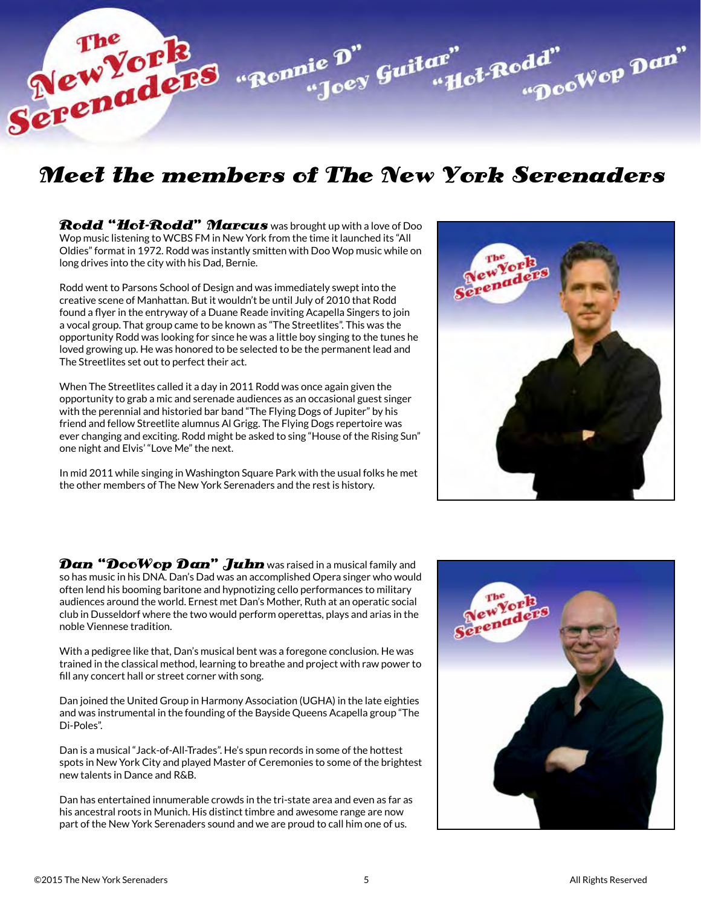# Meet the members of The New York Serenaders

**Rodd "Hot-Rodd" Marcus** was brought up with a love of Doo Wop music listening to WCBS FM in New York from the time it launched its "All Oldies" format in 1972. Rodd was instantly smitten with Doo Wop music while on long drives into the city with his Dad, Bernie.

Rodd went to Parsons School of Design and was immediately swept into the creative scene of Manhattan. But it wouldn't be until July of 2010 that Rodd found a flyer in the entryway of a Duane Reade inviting Acapella Singers to join a vocal group. That group came to be known as "The Streetlites". This was the opportunity Rodd was looking for since he was a little boy singing to the tunes he loved growing up. He was honored to be selected to be the permanent lead and The Streetlites set out to perfect their act.

When The Streetlites called it a day in 2011 Rodd was once again given the opportunity to grab a mic and serenade audiences as an occasional guest singer with the perennial and historied bar band "The Flying Dogs of Jupiter" by his friend and fellow Streetlite alumnus Al Grigg. The Flying Dogs repertoire was ever changing and exciting. Rodd might be asked to sing "House of the Rising Sun" one night and Elvis' "Love Me" the next.

In mid 2011 while singing in Washington Square Park with the usual folks he met the other members of The New York Serenaders and the rest is history.

**Dan "DooWop Dan" Juhn** was raised in a musical family and so has music in his DNA. Dan's Dad was an accomplished Opera singer who would often lend his booming baritone and hypnotizing cello performances to military audiences around the world. Ernest met Dan's Mother, Ruth at an operatic social club in Dusseldorf where the two would perform operettas, plays and arias in the noble Viennese tradition.

With a pedigree like that, Dan's musical bent was a foregone conclusion. He was trained in the classical method, learning to breathe and project with raw power to fill any concert hall or street corner with song.

Dan joined the United Group in Harmony Association (UGHA) in the late eighties and was instrumental in the founding of the Bayside Queens Acapella group "The Di-Poles".

Dan is a musical "Jack-of-All-Trades". He's spun records in some of the hottest spots in New York City and played Master of Ceremonies to some of the brightest new talents in Dance and R&B.

Dan has entertained innumerable crowds in the tri-state area and even as far as his ancestral roots in Munich. His distinct timbre and awesome range are now part of the New York Serenaders sound and we are proud to call him one of us.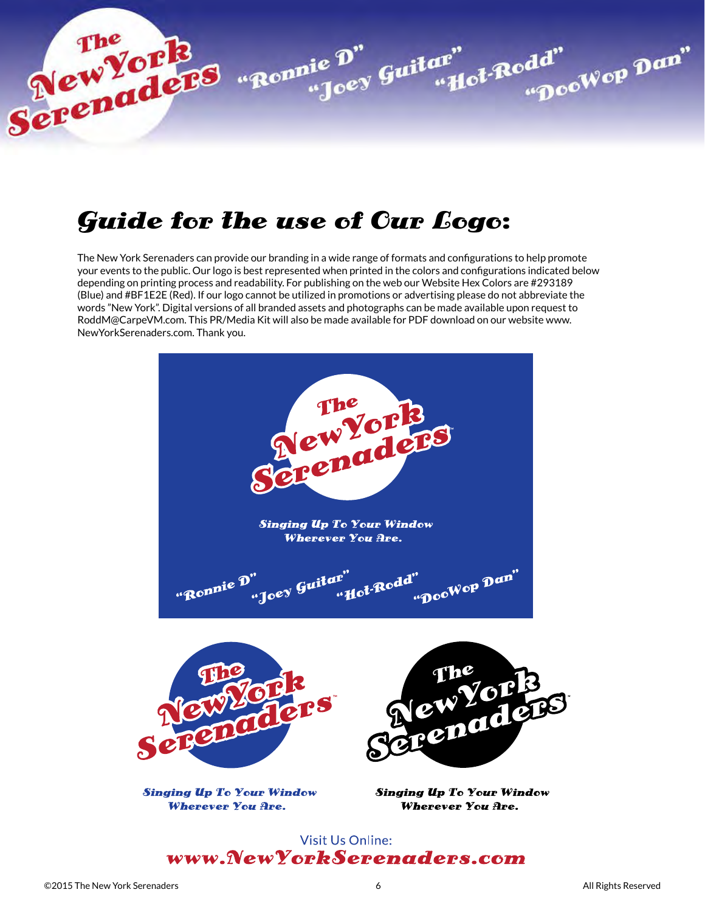# Guide for the use of Our Logo:

The New York Serenaders can provide our branding in a wide range of formats and configurations to help promote your events to the public. Our logo is best represented when printed in the colors and configurations indicated below depending on printing process and readability. For publishing on the web our Website Hex Colors are #293189 (Blue) and #BF1E2E (Red). If our logo cannot be utilized in promotions or advertising please do not abbreviate the words "New York". Digital versions of all branded assets and photographs can be made available upon request to RoddM@CarpeVM.com. This PR/Media Kit will also be made available for PDF download on our website www.NewYorkSerenaders.com. Thank you.

The New York Serenaders™

*Singing Up To Your Window Wherever You Are.*

"Ronnie D" "Joey Guitar" "Hot-Rodd" "DooWop Dan"

The New York Serenaders™

*Singing Up To Your Window Wherever You Are.*

The New York Serenaders™

*Singing Up To Your Window Wherever You Are.*

Visit Us Online:
**www.NewYorkSerenaders.com**

©2015 The New York Serenaders — All Rights Reserved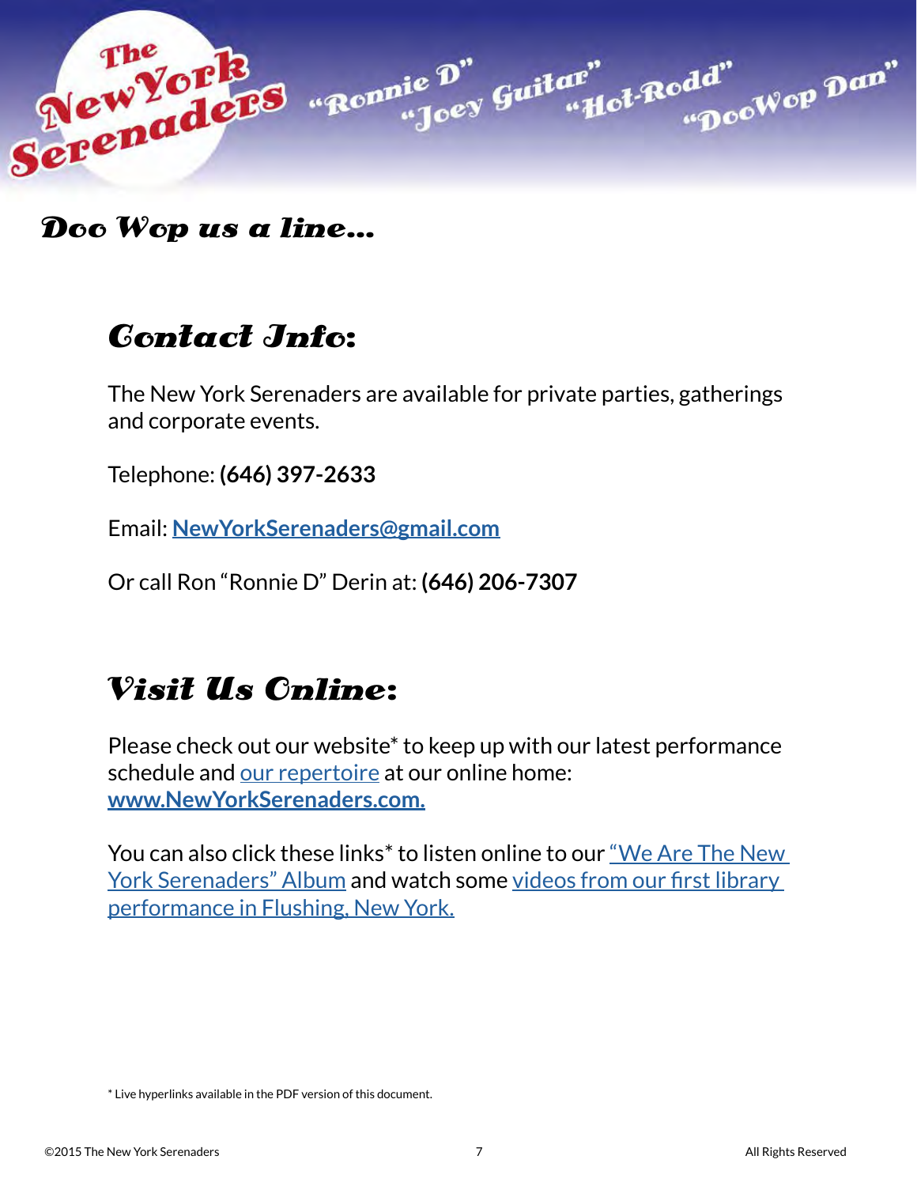The New York Serenaders "Ronnie D" "Joey Guitar" "Hot-Rodd" "DooWop Dan"

*Doo Wop us a line...*

## Contact Info:

The New York Serenaders are available for private parties, gatherings and corporate events.

Telephone: **(646) 397-2633**

Email: **NewYorkSerenaders@gmail.com**

Or call Ron "Ronnie D" Derin at: **(646) 206-7307**

## Visit Us Online:

Please check out our website* to keep up with our latest performance schedule and our repertoire at our online home: **www.NewYorkSerenaders.com.**

You can also click these links* to listen online to our "We Are The New York Serenaders" Album and watch some videos from our first library performance in Flushing, New York.

* Live hyperlinks available in the PDF version of this document.

©2015 The New York Serenaders All Rights Reserved